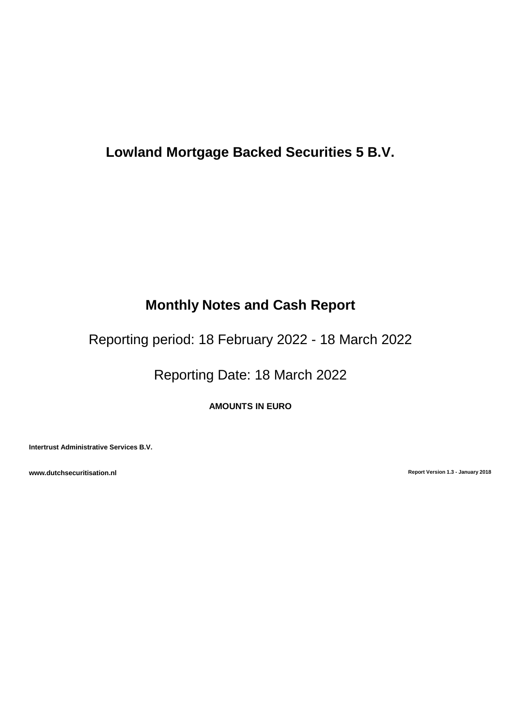# Lowland Mortgage Backed Securities 5 B.V.

## Monthly Notes and Cash Report

Reporting period: 18 February 2022 - 18 March 2022

Reporting Date: 18 March 2022

**AMOUNTS IN EURO**

**Intertrust Administrative Services B.V.**

**www.dutchsecuritisation.nl**

**Report Version 1.3 - January 2018**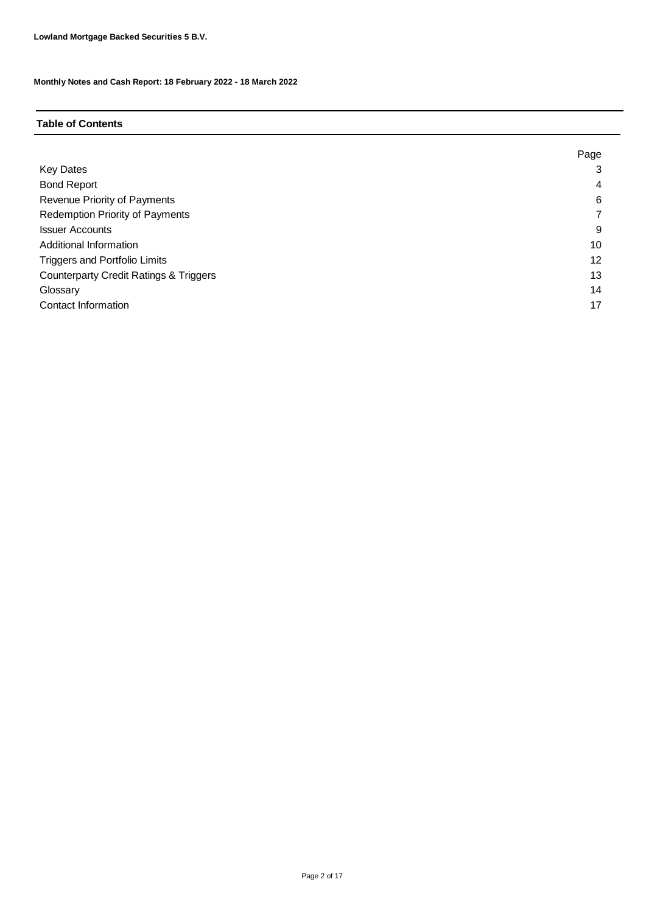**Lowland Mortgage Backed Securities 5 B.V.**

**Monthly Notes and Cash Report: 18 February 2022 - 18 March 2022**

## Table of Contents

| | Page |
|---|---|
| Key Dates | 3 |
| Bond Report | 4 |
| Revenue Priority of Payments | 6 |
| Redemption Priority of Payments | 7 |
| Issuer Accounts | 9 |
| Additional Information | 10 |
| Triggers and Portfolio Limits | 12 |
| Counterparty Credit Ratings & Triggers | 13 |
| Glossary | 14 |
| Contact Information | 17 |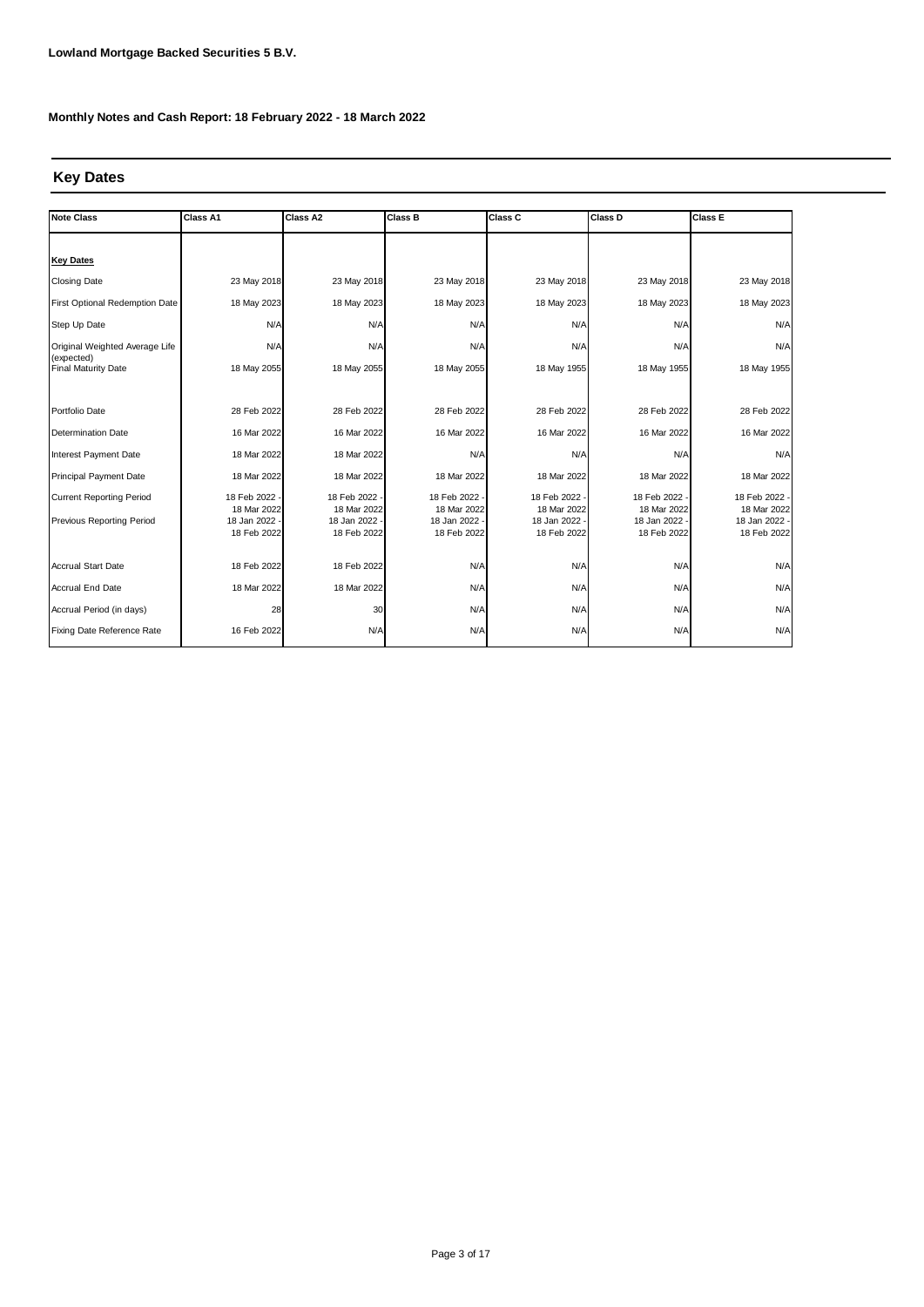**Lowland Mortgage Backed Securities 5 B.V.**

**Monthly Notes and Cash Report: 18 February 2022 - 18 March 2022**

## Key Dates

| Note Class | Class A1 | Class A2 | Class B | Class C | Class D | Class E |
|---|---|---|---|---|---|---|
| **Key Dates** | | | | | | |
| Closing Date | 23 May 2018 | 23 May 2018 | 23 May 2018 | 23 May 2018 | 23 May 2018 | 23 May 2018 |
| First Optional Redemption Date | 18 May 2023 | 18 May 2023 | 18 May 2023 | 18 May 2023 | 18 May 2023 | 18 May 2023 |
| Step Up Date | N/A | N/A | N/A | N/A | N/A | N/A |
| Original Weighted Average Life (expected) | N/A | N/A | N/A | N/A | N/A | N/A |
| Final Maturity Date | 18 May 2055 | 18 May 2055 | 18 May 2055 | 18 May 1955 | 18 May 1955 | 18 May 1955 |
| Portfolio Date | 28 Feb 2022 | 28 Feb 2022 | 28 Feb 2022 | 28 Feb 2022 | 28 Feb 2022 | 28 Feb 2022 |
| Determination Date | 16 Mar 2022 | 16 Mar 2022 | 16 Mar 2022 | 16 Mar 2022 | 16 Mar 2022 | 16 Mar 2022 |
| Interest Payment Date | 18 Mar 2022 | 18 Mar 2022 | N/A | N/A | N/A | N/A |
| Principal Payment Date | 18 Mar 2022 | 18 Mar 2022 | 18 Mar 2022 | 18 Mar 2022 | 18 Mar 2022 | 18 Mar 2022 |
| Current Reporting Period | 18 Feb 2022 - 18 Mar 2022 | 18 Feb 2022 - 18 Mar 2022 | 18 Feb 2022 - 18 Mar 2022 | 18 Feb 2022 - 18 Mar 2022 | 18 Feb 2022 - 18 Mar 2022 | 18 Feb 2022 - 18 Mar 2022 |
| Previous Reporting Period | 18 Jan 2022 - 18 Feb 2022 | 18 Jan 2022 - 18 Feb 2022 | 18 Jan 2022 - 18 Feb 2022 | 18 Jan 2022 - 18 Feb 2022 | 18 Jan 2022 - 18 Feb 2022 | 18 Jan 2022 - 18 Feb 2022 |
| Accrual Start Date | 18 Feb 2022 | 18 Feb 2022 | N/A | N/A | N/A | N/A |
| Accrual End Date | 18 Mar 2022 | 18 Mar 2022 | N/A | N/A | N/A | N/A |
| Accrual Period (in days) | 28 | 30 | N/A | N/A | N/A | N/A |
| Fixing Date Reference Rate | 16 Feb 2022 | N/A | N/A | N/A | N/A | N/A |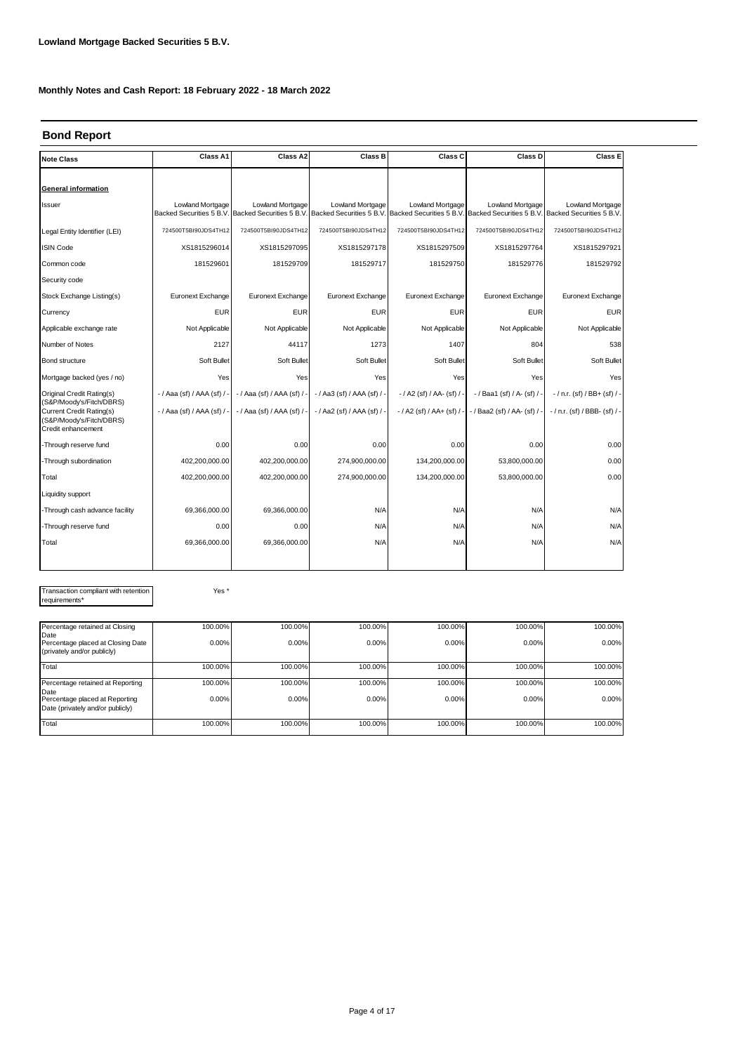**Lowland Mortgage Backed Securities 5 B.V.**

**Monthly Notes and Cash Report: 18 February 2022 - 18 March 2022**

## Bond Report

| Note Class | Class A1 | Class A2 | Class B | Class C | Class D | Class E |
|---|---|---|---|---|---|---|
| **General information** | | | | | | |
| Issuer | Lowland Mortgage Backed Securities 5 B.V. | Lowland Mortgage Backed Securities 5 B.V. | Lowland Mortgage Backed Securities 5 B.V. | Lowland Mortgage Backed Securities 5 B.V. | Lowland Mortgage Backed Securities 5 B.V. | Lowland Mortgage Backed Securities 5 B.V. |
| Legal Entity Identifier (LEI) | 724500T5BI90JDS4TH12 | 724500T5BI90JDS4TH12 | 724500T5BI90JDS4TH12 | 724500T5BI90JDS4TH12 | 724500T5BI90JDS4TH12 | 724500T5BI90JDS4TH12 |
| ISIN Code | XS1815296014 | XS1815297095 | XS1815297178 | XS1815297509 | XS1815297764 | XS1815297921 |
| Common code | 181529601 | 181529709 | 181529717 | 181529750 | 181529776 | 181529792 |
| Security code | | | | | | |
| Stock Exchange Listing(s) | Euronext Exchange | Euronext Exchange | Euronext Exchange | Euronext Exchange | Euronext Exchange | Euronext Exchange |
| Currency | EUR | EUR | EUR | EUR | EUR | EUR |
| Applicable exchange rate | Not Applicable | Not Applicable | Not Applicable | Not Applicable | Not Applicable | Not Applicable |
| Number of Notes | 2127 | 44117 | 1273 | 1407 | 804 | 538 |
| Bond structure | Soft Bullet | Soft Bullet | Soft Bullet | Soft Bullet | Soft Bullet | Soft Bullet |
| Mortgage backed (yes / no) | Yes | Yes | Yes | Yes | Yes | Yes |
| Original Credit Rating(s) (S&P/Moody's/Fitch/DBRS) | - / Aaa (sf) / AAA (sf) / - | - / Aaa (sf) / AAA (sf) / - | - / Aa3 (sf) / AAA (sf) / - | - / A2 (sf) / AA- (sf) / - | - / Baa1 (sf) / A- (sf) / - | - / n.r. (sf) / BB+ (sf) / - |
| Current Credit Rating(s) (S&P/Moody's/Fitch/DBRS) | - / Aaa (sf) / AAA (sf) / - | - / Aaa (sf) / AAA (sf) / - | - / Aa2 (sf) / AAA (sf) / - | - / A2 (sf) / AA+ (sf) / - | - / Baa2 (sf) / AA- (sf) / - | - / n.r. (sf) / BBB- (sf) / - |
| Credit enhancement | | | | | | |
| -Through reserve fund | 0.00 | 0.00 | 0.00 | 0.00 | 0.00 | 0.00 |
| -Through subordination | 402,200,000.00 | 402,200,000.00 | 274,900,000.00 | 134,200,000.00 | 53,800,000.00 | 0.00 |
| Total | 402,200,000.00 | 402,200,000.00 | 274,900,000.00 | 134,200,000.00 | 53,800,000.00 | 0.00 |
| Liquidity support | | | | | | |
| -Through cash advance facility | 69,366,000.00 | 69,366,000.00 | N/A | N/A | N/A | N/A |
| -Through reserve fund | 0.00 | 0.00 | N/A | N/A | N/A | N/A |
| Total | 69,366,000.00 | 69,366,000.00 | N/A | N/A | N/A | N/A |

| Transaction compliant with retention requirements* | Yes * |
|---|---|

| | Class A1 | Class A2 | Class B | Class C | Class D | Class E |
|---|---|---|---|---|---|---|
| Percentage retained at Closing Date | 100.00% | 100.00% | 100.00% | 100.00% | 100.00% | 100.00% |
| Percentage placed at Closing Date (privately and/or publicly) | 0.00% | 0.00% | 0.00% | 0.00% | 0.00% | 0.00% |
| Total | 100.00% | 100.00% | 100.00% | 100.00% | 100.00% | 100.00% |
| Percentage retained at Reporting Date | 100.00% | 100.00% | 100.00% | 100.00% | 100.00% | 100.00% |
| Percentage placed at Reporting Date (privately and/or publicly) | 0.00% | 0.00% | 0.00% | 0.00% | 0.00% | 0.00% |
| Total | 100.00% | 100.00% | 100.00% | 100.00% | 100.00% | 100.00% |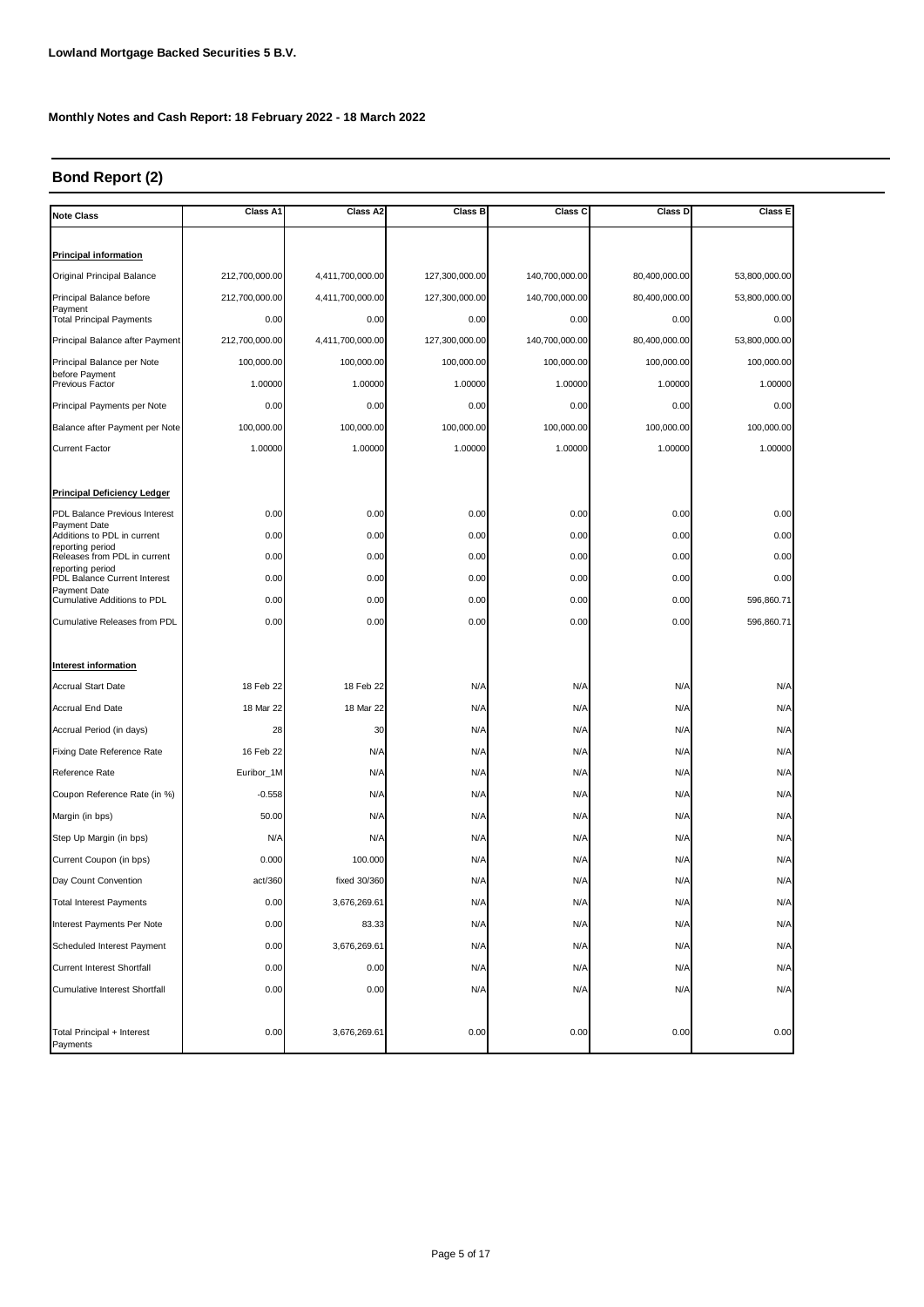**Lowland Mortgage Backed Securities 5 B.V.**

**Monthly Notes and Cash Report: 18 February 2022 - 18 March 2022**

## Bond Report (2)

| Note Class | Class A1 | Class A2 | Class B | Class C | Class D | Class E |
|---|---|---|---|---|---|---|
| **Principal information** | | | | | | |
| Original Principal Balance | 212,700,000.00 | 4,411,700,000.00 | 127,300,000.00 | 140,700,000.00 | 80,400,000.00 | 53,800,000.00 |
| Principal Balance before Payment | 212,700,000.00 | 4,411,700,000.00 | 127,300,000.00 | 140,700,000.00 | 80,400,000.00 | 53,800,000.00 |
| Total Principal Payments | 0.00 | 0.00 | 0.00 | 0.00 | 0.00 | 0.00 |
| Principal Balance after Payment | 212,700,000.00 | 4,411,700,000.00 | 127,300,000.00 | 140,700,000.00 | 80,400,000.00 | 53,800,000.00 |
| Principal Balance per Note before Payment | 100,000.00 | 100,000.00 | 100,000.00 | 100,000.00 | 100,000.00 | 100,000.00 |
| Previous Factor | 1.00000 | 1.00000 | 1.00000 | 1.00000 | 1.00000 | 1.00000 |
| Principal Payments per Note | 0.00 | 0.00 | 0.00 | 0.00 | 0.00 | 0.00 |
| Balance after Payment per Note | 100,000.00 | 100,000.00 | 100,000.00 | 100,000.00 | 100,000.00 | 100,000.00 |
| Current Factor | 1.00000 | 1.00000 | 1.00000 | 1.00000 | 1.00000 | 1.00000 |
| **Principal Deficiency Ledger** | | | | | | |
| PDL Balance Previous Interest Payment Date | 0.00 | 0.00 | 0.00 | 0.00 | 0.00 | 0.00 |
| Additions to PDL in current reporting period | 0.00 | 0.00 | 0.00 | 0.00 | 0.00 | 0.00 |
| Releases from PDL in current reporting period | 0.00 | 0.00 | 0.00 | 0.00 | 0.00 | 0.00 |
| PDL Balance Current Interest Payment Date | 0.00 | 0.00 | 0.00 | 0.00 | 0.00 | 0.00 |
| Cumulative Additions to PDL | 0.00 | 0.00 | 0.00 | 0.00 | 0.00 | 596,860.71 |
| Cumulative Releases from PDL | 0.00 | 0.00 | 0.00 | 0.00 | 0.00 | 596,860.71 |
| **Interest information** | | | | | | |
| Accrual Start Date | 18 Feb 22 | 18 Feb 22 | N/A | N/A | N/A | N/A |
| Accrual End Date | 18 Mar 22 | 18 Mar 22 | N/A | N/A | N/A | N/A |
| Accrual Period (in days) | 28 | 30 | N/A | N/A | N/A | N/A |
| Fixing Date Reference Rate | 16 Feb 22 | N/A | N/A | N/A | N/A | N/A |
| Reference Rate | Euribor_1M | N/A | N/A | N/A | N/A | N/A |
| Coupon Reference Rate (in %) | -0.558 | N/A | N/A | N/A | N/A | N/A |
| Margin (in bps) | 50.00 | N/A | N/A | N/A | N/A | N/A |
| Step Up Margin (in bps) | N/A | N/A | N/A | N/A | N/A | N/A |
| Current Coupon (in bps) | 0.000 | 100.000 | N/A | N/A | N/A | N/A |
| Day Count Convention | act/360 | fixed 30/360 | N/A | N/A | N/A | N/A |
| Total Interest Payments | 0.00 | 3,676,269.61 | N/A | N/A | N/A | N/A |
| Interest Payments Per Note | 0.00 | 83.33 | N/A | N/A | N/A | N/A |
| Scheduled Interest Payment | 0.00 | 3,676,269.61 | N/A | N/A | N/A | N/A |
| Current Interest Shortfall | 0.00 | 0.00 | N/A | N/A | N/A | N/A |
| Cumulative Interest Shortfall | 0.00 | 0.00 | N/A | N/A | N/A | N/A |
| Total Principal + Interest Payments | 0.00 | 3,676,269.61 | 0.00 | 0.00 | 0.00 | 0.00 |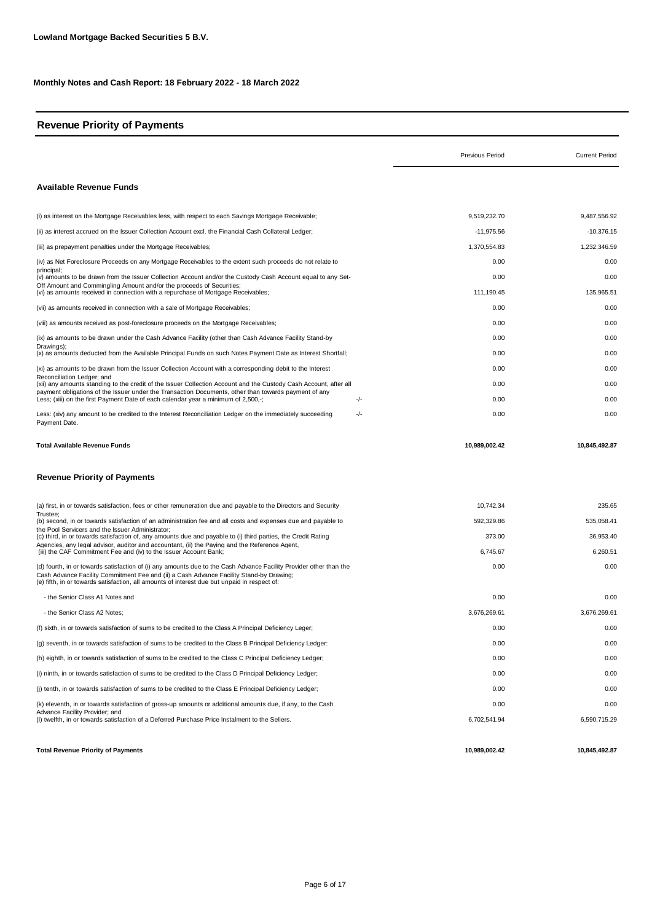**Lowland Mortgage Backed Securities 5 B.V.**

**Monthly Notes and Cash Report: 18 February 2022 - 18 March 2022**

## Revenue Priority of Payments

| | | Previous Period | Current Period |
|---|---|---|---|
| **Available Revenue Funds** | | | |
| (i) as interest on the Mortgage Receivables less, with respect to each Savings Mortgage Receivable; | | 9,519,232.70 | 9,487,556.92 |
| (ii) as interest accrued on the Issuer Collection Account excl. the Financial Cash Collateral Ledger; | | -11,975.56 | -10,376.15 |
| (iii) as prepayment penalties under the Mortgage Receivables; | | 1,370,554.83 | 1,232,346.59 |
| (iv) as Net Foreclosure Proceeds on any Mortgage Receivables to the extent such proceeds do not relate to principal; | | 0.00 | 0.00 |
| (v) amounts to be drawn from the Issuer Collection Account and/or the Custody Cash Account equal to any Set-Off Amount and Commingling Amount and/or the proceeds of Securities; | | 0.00 | 0.00 |
| (vi) as amounts received in connection with a repurchase of Mortgage Receivables; | | 111,190.45 | 135,965.51 |
| (vii) as amounts received in connection with a sale of Mortgage Receivables; | | 0.00 | 0.00 |
| (viii) as amounts received as post-foreclosure proceeds on the Mortgage Receivables; | | 0.00 | 0.00 |
| (ix) as amounts to be drawn under the Cash Advance Facility (other than Cash Advance Facility Stand-by Drawings); | | 0.00 | 0.00 |
| (x) as amounts deducted from the Available Principal Funds on such Notes Payment Date as Interest Shortfall; | | 0.00 | 0.00 |
| (xi) as amounts to be drawn from the Issuer Collection Account with a corresponding debit to the Interest Reconciliation Ledger; and | | 0.00 | 0.00 |
| (xii) any amounts standing to the credit of the Issuer Collection Account and the Custody Cash Account, after all payment obligations of the Issuer under the Transaction Documents, other than towards payment of any | | 0.00 | 0.00 |
| Less; (xiii) on the first Payment Date of each calendar year a minimum of 2,500,-; | -/- | 0.00 | 0.00 |
| Less: (xiv) any amount to be credited to the Interest Reconciliation Ledger on the immediately succeeding Payment Date. | -/- | 0.00 | 0.00 |
| **Total Available Revenue Funds** | | **10,989,002.42** | **10,845,492.87** |
| **Revenue Priority of Payments** | | | |
| (a) first, in or towards satisfaction, fees or other remuneration due and payable to the Directors and Security Trustee; | | 10,742.34 | 235.65 |
| (b) second, in or towards satisfaction of an administration fee and all costs and expenses due and payable to the Pool Servicers and the Issuer Administrator; | | 592,329.86 | 535,058.41 |
| (c) third, in or towards satisfaction of, any amounts due and payable to (i) third parties, the Credit Rating Agencies, any legal advisor, auditor and accountant, (ii) the Paying and the Reference Agent, | | 373.00 | 36,953.40 |
| (iii) the CAF Commitment Fee and (iv) to the Issuer Account Bank; | | 6,745.67 | 6,260.51 |
| (d) fourth, in or towards satisfaction of (i) any amounts due to the Cash Advance Facility Provider other than the Cash Advance Facility Commitment Fee and (ii) a Cash Advance Facility Stand-by Drawing; | | 0.00 | 0.00 |
| (e) fifth, in or towards satisfaction, all amounts of interest due but unpaid in respect of: | | | |
| - the Senior Class A1 Notes and | | 0.00 | 0.00 |
| - the Senior Class A2 Notes; | | 3,676,269.61 | 3,676,269.61 |
| (f) sixth, in or towards satisfaction of sums to be credited to the Class A Principal Deficiency Leger; | | 0.00 | 0.00 |
| (g) seventh, in or towards satisfaction of sums to be credited to the Class B Principal Deficiency Ledger: | | 0.00 | 0.00 |
| (h) eighth, in or towards satisfaction of sums to be credited to the Class C Principal Deficiency Ledger; | | 0.00 | 0.00 |
| (i) ninth, in or towards satisfaction of sums to be credited to the Class D Principal Deficiency Ledger; | | 0.00 | 0.00 |
| (j) tenth, in or towards satisfaction of sums to be credited to the Class E Principal Deficiency Ledger; | | 0.00 | 0.00 |
| (k) eleventh, in or towards satisfaction of gross-up amounts or additional amounts due, if any, to the Cash Advance Facility Provider; and | | 0.00 | 0.00 |
| (l) twelfth, in or towards satisfaction of a Deferred Purchase Price Instalment to the Sellers. | | 6,702,541.94 | 6,590,715.29 |
| **Total Revenue Priority of Payments** | | **10,989,002.42** | **10,845,492.87** |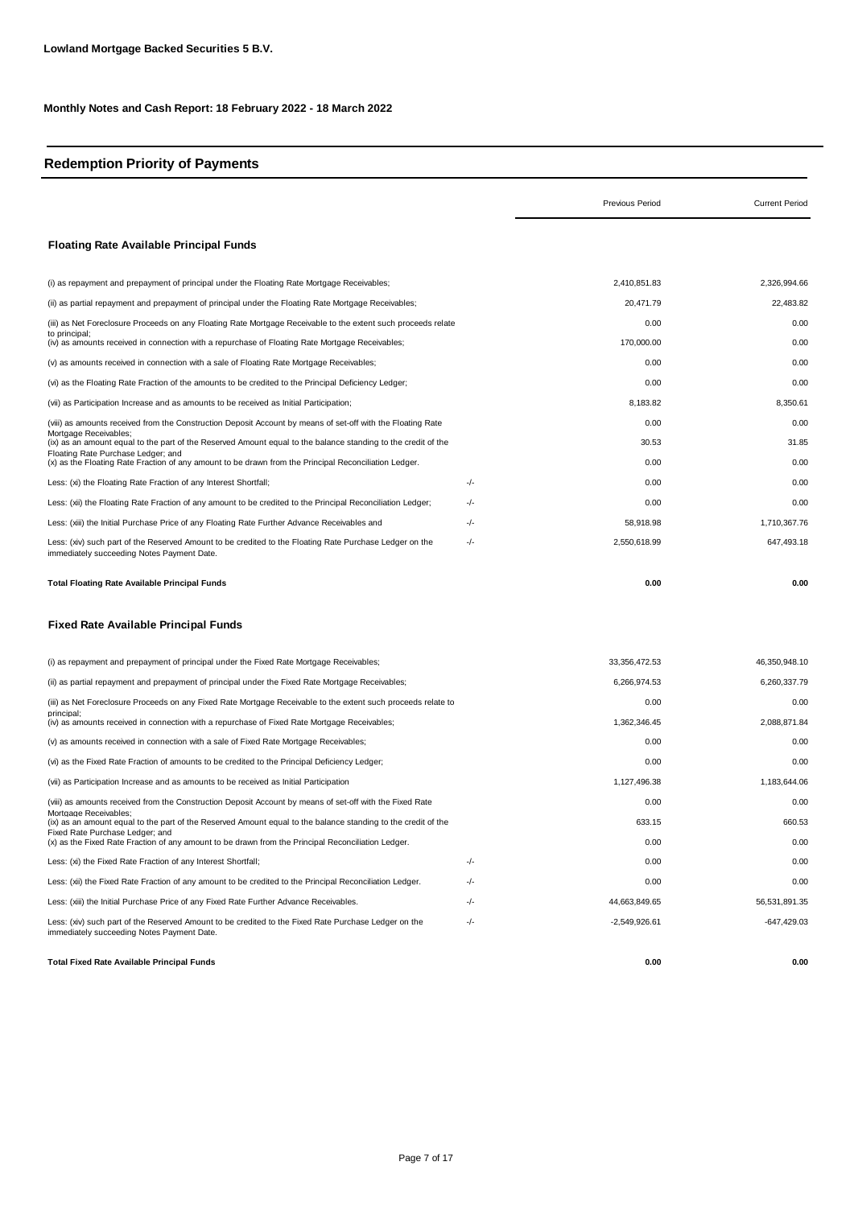**Lowland Mortgage Backed Securities 5 B.V.**

**Monthly Notes and Cash Report: 18 February 2022 - 18 March 2022**

## Redemption Priority of Payments

| | | Previous Period | Current Period |
|---|---|---|---|
| **Floating Rate Available Principal Funds** | | | |
| (i) as repayment and prepayment of principal under the Floating Rate Mortgage Receivables; | | 2,410,851.83 | 2,326,994.66 |
| (ii) as partial repayment and prepayment of principal under the Floating Rate Mortgage Receivables; | | 20,471.79 | 22,483.82 |
| (iii) as Net Foreclosure Proceeds on any Floating Rate Mortgage Receivable to the extent such proceeds relate to principal; | | 0.00 | 0.00 |
| (iv) as amounts received in connection with a repurchase of Floating Rate Mortgage Receivables; | | 170,000.00 | 0.00 |
| (v) as amounts received in connection with a sale of Floating Rate Mortgage Receivables; | | 0.00 | 0.00 |
| (vi) as the Floating Rate Fraction of the amounts to be credited to the Principal Deficiency Ledger; | | 0.00 | 0.00 |
| (vii) as Participation Increase and as amounts to be received as Initial Participation; | | 8,183.82 | 8,350.61 |
| (viii) as amounts received from the Construction Deposit Account by means of set-off with the Floating Rate Mortgage Receivables; | | 0.00 | 0.00 |
| (ix) as an amount equal to the part of the Reserved Amount equal to the balance standing to the credit of the Floating Rate Purchase Ledger; and | | 30.53 | 31.85 |
| (x) as the Floating Rate Fraction of any amount to be drawn from the Principal Reconciliation Ledger. | | 0.00 | 0.00 |
| Less: (xi) the Floating Rate Fraction of any Interest Shortfall; | -/- | 0.00 | 0.00 |
| Less: (xii) the Floating Rate Fraction of any amount to be credited to the Principal Reconciliation Ledger; | -/- | 0.00 | 0.00 |
| Less: (xiii) the Initial Purchase Price of any Floating Rate Further Advance Receivables and | -/- | 58,918.98 | 1,710,367.76 |
| Less: (xiv) such part of the Reserved Amount to be credited to the Floating Rate Purchase Ledger on the immediately succeeding Notes Payment Date. | -/- | 2,550,618.99 | 647,493.18 |
| **Total Floating Rate Available Principal Funds** | | **0.00** | **0.00** |
| **Fixed Rate Available Principal Funds** | | | |
| (i) as repayment and prepayment of principal under the Fixed Rate Mortgage Receivables; | | 33,356,472.53 | 46,350,948.10 |
| (ii) as partial repayment and prepayment of principal under the Fixed Rate Mortgage Receivables; | | 6,266,974.53 | 6,260,337.79 |
| (iii) as Net Foreclosure Proceeds on any Fixed Rate Mortgage Receivable to the extent such proceeds relate to principal; | | 0.00 | 0.00 |
| (iv) as amounts received in connection with a repurchase of Fixed Rate Mortgage Receivables; | | 1,362,346.45 | 2,088,871.84 |
| (v) as amounts received in connection with a sale of Fixed Rate Mortgage Receivables; | | 0.00 | 0.00 |
| (vi) as the Fixed Rate Fraction of amounts to be credited to the Principal Deficiency Ledger; | | 0.00 | 0.00 |
| (vii) as Participation Increase and as amounts to be received as Initial Participation | | 1,127,496.38 | 1,183,644.06 |
| (viii) as amounts received from the Construction Deposit Account by means of set-off with the Fixed Rate Mortgage Receivables; | | 0.00 | 0.00 |
| (ix) as an amount equal to the part of the Reserved Amount equal to the balance standing to the credit of the Fixed Rate Purchase Ledger; and | | 633.15 | 660.53 |
| (x) as the Fixed Rate Fraction of any amount to be drawn from the Principal Reconciliation Ledger. | | 0.00 | 0.00 |
| Less: (xi) the Fixed Rate Fraction of any Interest Shortfall; | -/- | 0.00 | 0.00 |
| Less: (xii) the Fixed Rate Fraction of any amount to be credited to the Principal Reconciliation Ledger. | -/- | 0.00 | 0.00 |
| Less: (xiii) the Initial Purchase Price of any Fixed Rate Further Advance Receivables. | -/- | 44,663,849.65 | 56,531,891.35 |
| Less: (xiv) such part of the Reserved Amount to be credited to the Fixed Rate Purchase Ledger on the immediately succeeding Notes Payment Date. | -/- | -2,549,926.61 | -647,429.03 |
| **Total Fixed Rate Available Principal Funds** | | **0.00** | **0.00** |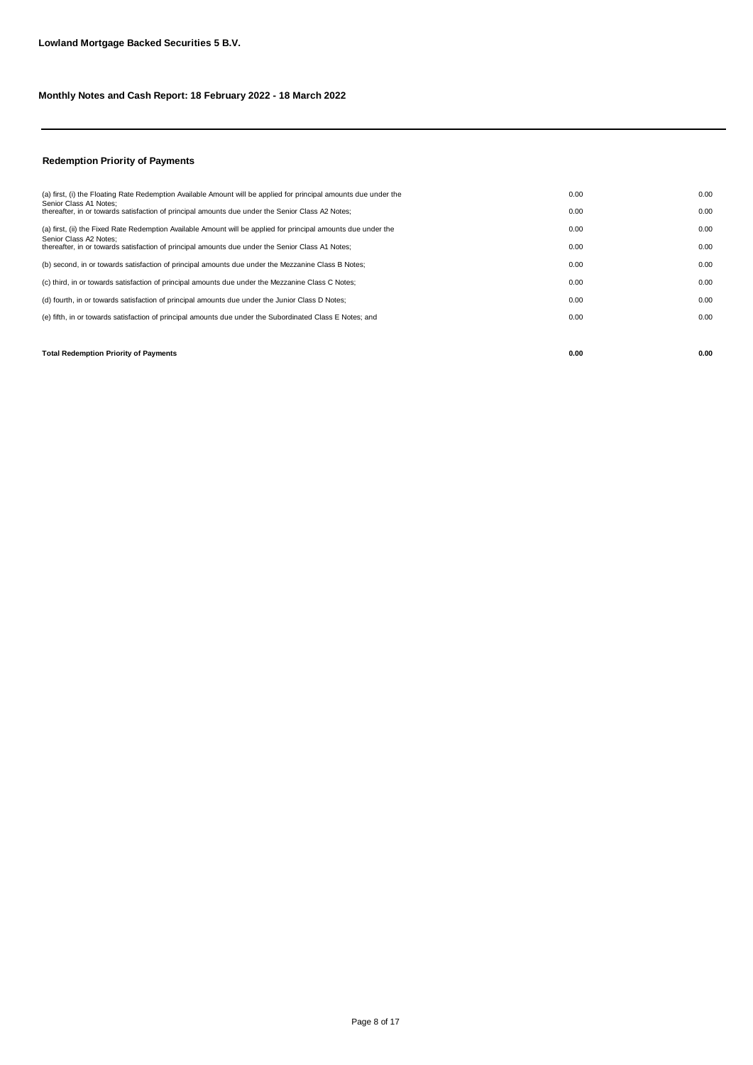**Lowland Mortgage Backed Securities 5 B.V.**

**Monthly Notes and Cash Report: 18 February 2022 - 18 March 2022**

## Redemption Priority of Payments

| | | |
|---|---|---|
| (a) first, (i) the Floating Rate Redemption Available Amount will be applied for principal amounts due under the Senior Class A1 Notes; | 0.00 | 0.00 |
| thereafter, in or towards satisfaction of principal amounts due under the Senior Class A2 Notes; | 0.00 | 0.00 |
| (a) first, (ii) the Fixed Rate Redemption Available Amount will be applied for principal amounts due under the Senior Class A2 Notes; | 0.00 | 0.00 |
| thereafter, in or towards satisfaction of principal amounts due under the Senior Class A1 Notes; | 0.00 | 0.00 |
| (b) second, in or towards satisfaction of principal amounts due under the Mezzanine Class B Notes; | 0.00 | 0.00 |
| (c) third, in or towards satisfaction of principal amounts due under the Mezzanine Class C Notes; | 0.00 | 0.00 |
| (d) fourth, in or towards satisfaction of principal amounts due under the Junior Class D Notes; | 0.00 | 0.00 |
| (e) fifth, in or towards satisfaction of principal amounts due under the Subordinated Class E Notes; and | 0.00 | 0.00 |
| **Total Redemption Priority of Payments** | **0.00** | **0.00** |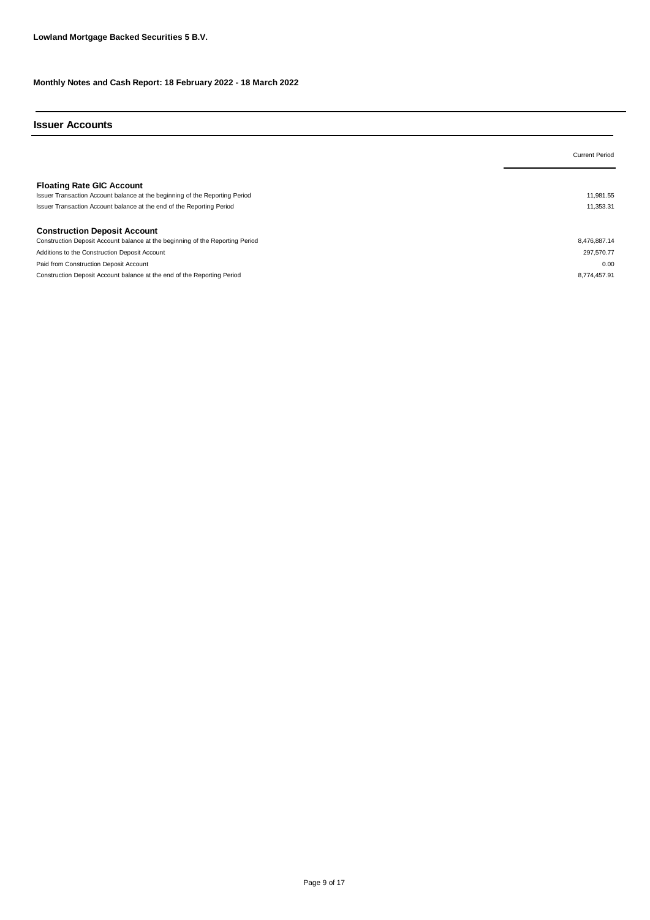**Lowland Mortgage Backed Securities 5 B.V.**

**Monthly Notes and Cash Report: 18 February 2022 - 18 March 2022**

## Issuer Accounts

| | Current Period |
|---|---:|
| **Floating Rate GIC Account** | |
| Issuer Transaction Account balance at the beginning of the Reporting Period | 11,981.55 |
| Issuer Transaction Account balance at the end of the Reporting Period | 11,353.31 |
| | |
| **Construction Deposit Account** | |
| Construction Deposit Account balance at the beginning of the Reporting Period | 8,476,887.14 |
| Additions to the Construction Deposit Account | 297,570.77 |
| Paid from Construction Deposit Account | 0.00 |
| Construction Deposit Account balance at the end of the Reporting Period | 8,774,457.91 |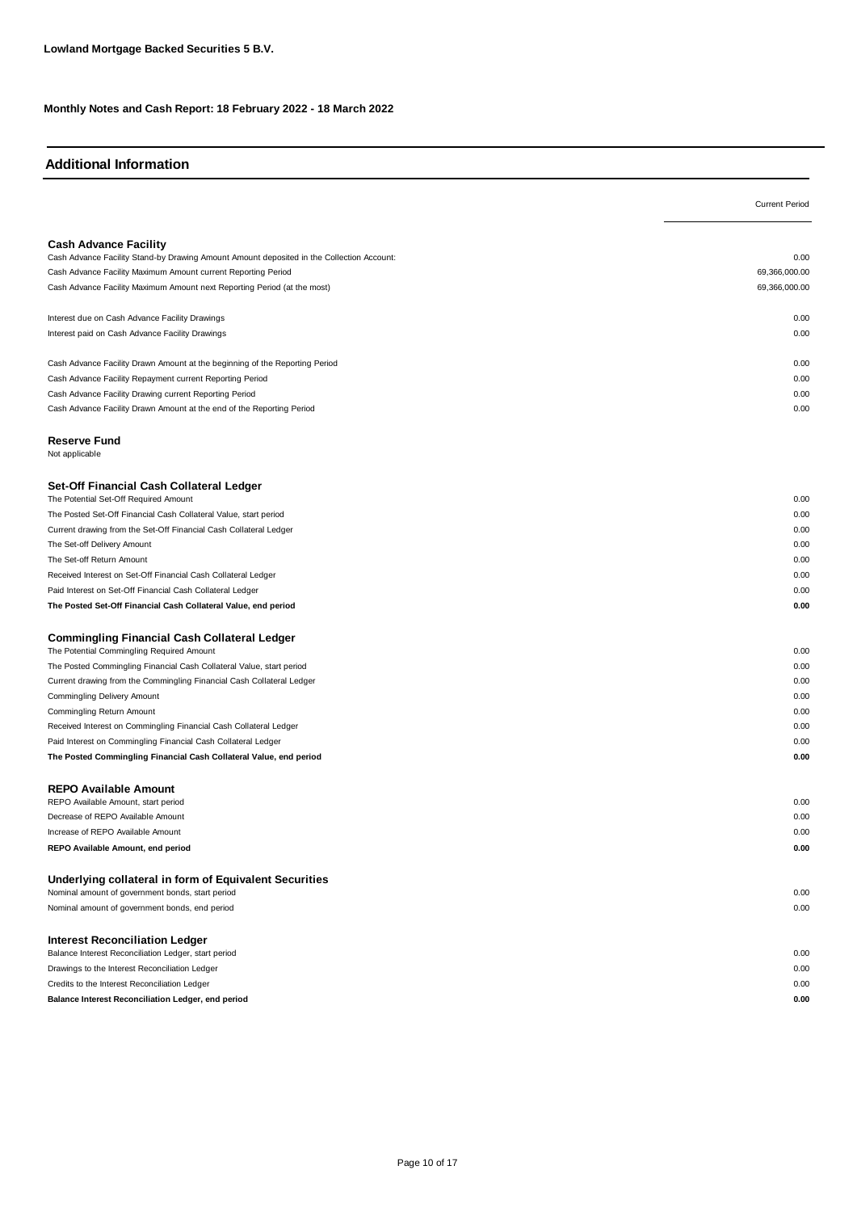**Lowland Mortgage Backed Securities 5 B.V.**

**Monthly Notes and Cash Report: 18 February 2022 - 18 March 2022**

## Additional Information

| | Current Period |
|---|---|
| **Cash Advance Facility** | |
| Cash Advance Facility Stand-by Drawing Amount Amount deposited in the Collection Account: | 0.00 |
| Cash Advance Facility Maximum Amount current Reporting Period | 69,366,000.00 |
| Cash Advance Facility Maximum Amount next Reporting Period (at the most) | 69,366,000.00 |
| | |
| Interest due on Cash Advance Facility Drawings | 0.00 |
| Interest paid on Cash Advance Facility Drawings | 0.00 |
| | |
| Cash Advance Facility Drawn Amount at the beginning of the Reporting Period | 0.00 |
| Cash Advance Facility Repayment current Reporting Period | 0.00 |
| Cash Advance Facility Drawing current Reporting Period | 0.00 |
| Cash Advance Facility Drawn Amount at the end of the Reporting Period | 0.00 |
| | |
| **Reserve Fund** | |
| Not applicable | |
| | |
| **Set-Off Financial Cash Collateral Ledger** | |
| The Potential Set-Off Required Amount | 0.00 |
| The Posted Set-Off Financial Cash Collateral Value, start period | 0.00 |
| Current drawing from the Set-Off Financial Cash Collateral Ledger | 0.00 |
| The Set-off Delivery Amount | 0.00 |
| The Set-off Return Amount | 0.00 |
| Received Interest on Set-Off Financial Cash Collateral Ledger | 0.00 |
| Paid Interest on Set-Off Financial Cash Collateral Ledger | 0.00 |
| **The Posted Set-Off Financial Cash Collateral Value, end period** | **0.00** |
| | |
| **Commingling Financial Cash Collateral Ledger** | |
| The Potential Commingling Required Amount | 0.00 |
| The Posted Commingling Financial Cash Collateral Value, start period | 0.00 |
| Current drawing from the Commingling Financial Cash Collateral Ledger | 0.00 |
| Commingling Delivery Amount | 0.00 |
| Commingling Return Amount | 0.00 |
| Received Interest on Commingling Financial Cash Collateral Ledger | 0.00 |
| Paid Interest on Commingling Financial Cash Collateral Ledger | 0.00 |
| **The Posted Commingling Financial Cash Collateral Value, end period** | **0.00** |
| | |
| **REPO Available Amount** | |
| REPO Available Amount, start period | 0.00 |
| Decrease of REPO Available Amount | 0.00 |
| Increase of REPO Available Amount | 0.00 |
| **REPO Available Amount, end period** | **0.00** |
| | |
| **Underlying collateral in form of Equivalent Securities** | |
| Nominal amount of government bonds, start period | 0.00 |
| Nominal amount of government bonds, end period | 0.00 |
| | |
| **Interest Reconciliation Ledger** | |
| Balance Interest Reconciliation Ledger, start period | 0.00 |
| Drawings to the Interest Reconciliation Ledger | 0.00 |
| Credits to the Interest Reconciliation Ledger | 0.00 |
| **Balance Interest Reconciliation Ledger, end period** | **0.00** |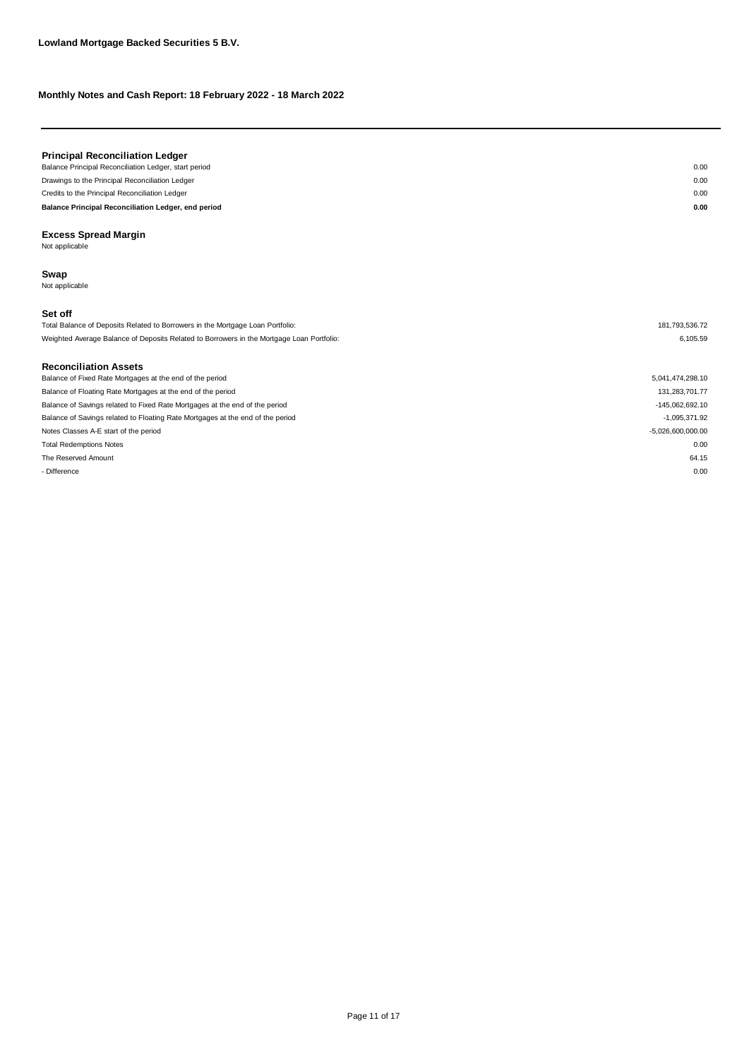**Lowland Mortgage Backed Securities 5 B.V.**

**Monthly Notes and Cash Report: 18 February 2022 - 18 March 2022**

---

### Principal Reconciliation Ledger

| | |
|---|---|
| Balance Principal Reconciliation Ledger, start period | 0.00 |
| Drawings to the Principal Reconciliation Ledger | 0.00 |
| Credits to the Principal Reconciliation Ledger | 0.00 |
| **Balance Principal Reconciliation Ledger, end period** | **0.00** |

### Excess Spread Margin

Not applicable

### Swap

Not applicable

### Set off

| | |
|---|---|
| Total Balance of Deposits Related to Borrowers in the Mortgage Loan Portfolio: | 181,793,536.72 |
| Weighted Average Balance of Deposits Related to Borrowers in the Mortgage Loan Portfolio: | 6,105.59 |

### Reconciliation Assets

| | |
|---|---|
| Balance of Fixed Rate Mortgages at the end of the period | 5,041,474,298.10 |
| Balance of Floating Rate Mortgages at the end of the period | 131,283,701.77 |
| Balance of Savings related to Fixed Rate Mortgages at the end of the period | -145,062,692.10 |
| Balance of Savings related to Floating Rate Mortgages at the end of the period | -1,095,371.92 |
| Notes Classes A-E start of the period | -5,026,600,000.00 |
| Total Redemptions Notes | 0.00 |
| The Reserved Amount | 64.15 |
| - Difference | 0.00 |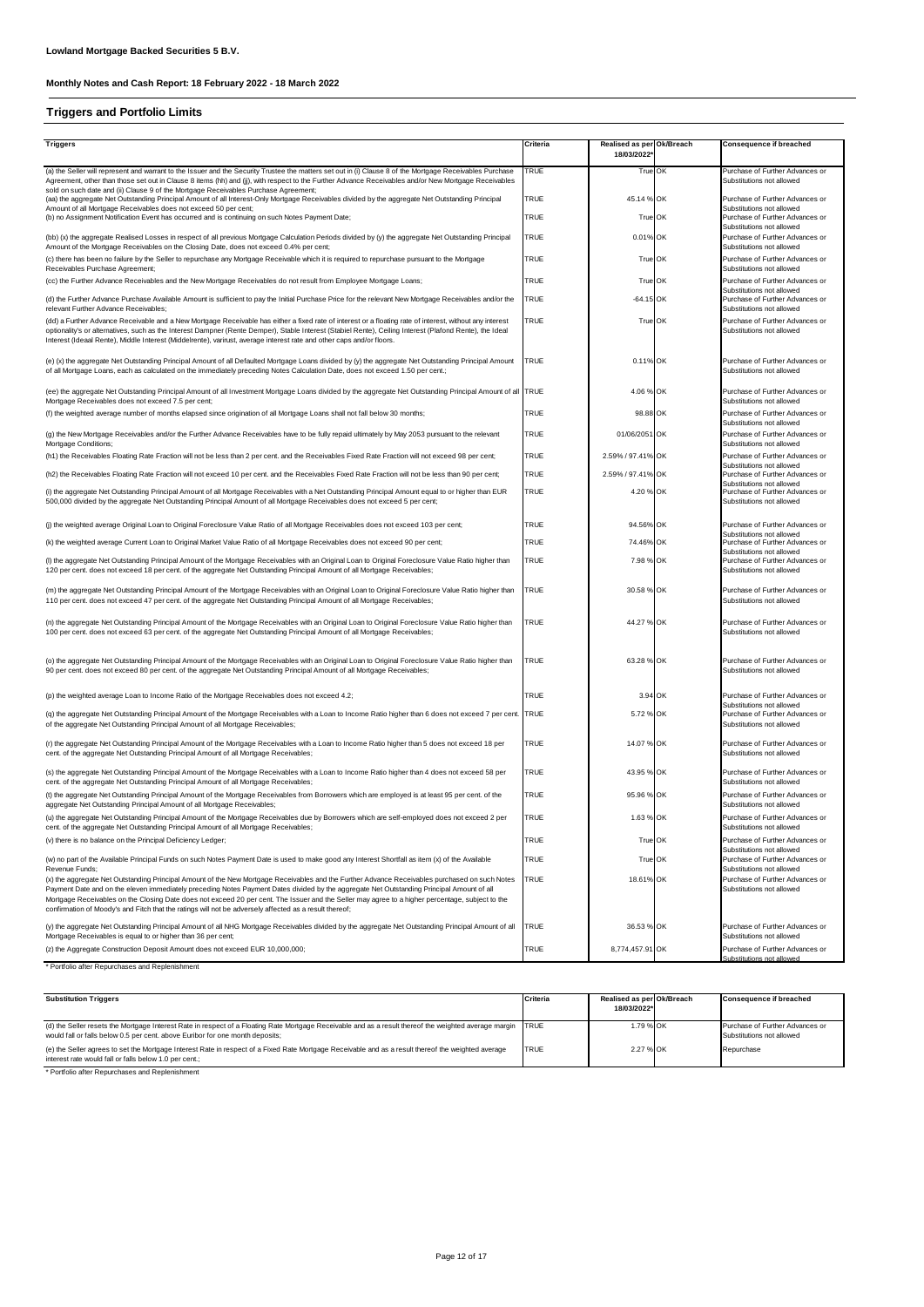**Lowland Mortgage Backed Securities 5 B.V.**

**Monthly Notes and Cash Report: 18 February 2022 - 18 March 2022**

## Triggers and Portfolio Limits

| Triggers | Criteria | Realised as per 18/03/2022* | Ok/Breach | Consequence if breached |
|---|---|---|---|---|
| (a) the Seller will represent and warrant to the Issuer and the Security Trustee the matters set out in (i) Clause 8 of the Mortgage Receivables Purchase Agreement, other than those set out in Clause 8 items (hh) and (jj), with respect to the Further Advance Receivables and/or New Mortgage Receivables sold on such date and (ii) Clause 9 of the Mortgage Receivables Purchase Agreement; | TRUE | True | OK | Purchase of Further Advances or Substitutions not allowed |
| (aa) the aggregate Net Outstanding Principal Amount of all Interest-Only Mortgage Receivables divided by the aggregate Net Outstanding Principal Amount of all Mortgage Receivables does not exceed 50 per cent; | TRUE | 45.14 % | OK | Purchase of Further Advances or Substitutions not allowed |
| (b) no Assignment Notification Event has occurred and is continuing on such Notes Payment Date; | TRUE | True | OK | Purchase of Further Advances or Substitutions not allowed |
| (bb) (x) the aggregate Realised Losses in respect of all previous Mortgage Calculation Periods divided by (y) the aggregate Net Outstanding Principal Amount of the Mortgage Receivables on the Closing Date, does not exceed 0.4% per cent; | TRUE | 0.01% | OK | Purchase of Further Advances or Substitutions not allowed |
| (c) there has been no failure by the Seller to repurchase any Mortgage Receivable which it is required to repurchase pursuant to the Mortgage Receivables Purchase Agreement; | TRUE | True | OK | Purchase of Further Advances or Substitutions not allowed |
| (cc) the Further Advance Receivables and the New Mortgage Receivables do not result from Employee Mortgage Loans; | TRUE | True | OK | Purchase of Further Advances or Substitutions not allowed |
| (d) the Further Advance Purchase Available Amount is sufficient to pay the Initial Purchase Price for the relevant New Mortgage Receivables and/or the relevant Further Advance Receivables; | TRUE | -64.15 | OK | Purchase of Further Advances or Substitutions not allowed |
| (dd) a Further Advance Receivable and a New Mortgage Receivable has either a fixed rate of interest or a floating rate of interest, without any interest optionality's or alternatives, such as the Interest Dampner (Rente Demper), Stable Interest (Stabiel Rente), Ceiling Interest (Plafond Rente), the Ideal Interest (Ideaal Rente), Middle Interest (Middelrente), varirust, average interest rate and other caps and/or floors. | TRUE | True | OK | Purchase of Further Advances or Substitutions not allowed |
| (e) (x) the aggregate Net Outstanding Principal Amount of all Defaulted Mortgage Loans divided by (y) the aggregate Net Outstanding Principal Amount of all Mortgage Loans, each as calculated on the immediately preceding Notes Calculation Date, does not exceed 1.50 per cent.; | TRUE | 0.11% | OK | Purchase of Further Advances or Substitutions not allowed |
| (ee) the aggregate Net Outstanding Principal Amount of all Investment Mortgage Loans divided by the aggregate Net Outstanding Principal Amount of all Mortgage Receivables does not exceed 7.5 per cent; | TRUE | 4.06 % | OK | Purchase of Further Advances or Substitutions not allowed |
| (f) the weighted average number of months elapsed since origination of all Mortgage Loans shall not fall below 30 months; | TRUE | 98.88 | OK | Purchase of Further Advances or Substitutions not allowed |
| (g) the New Mortgage Receivables and/or the Further Advance Receivables have to be fully repaid ultimately by May 2053 pursuant to the relevant Mortgage Conditions; | TRUE | 01/06/2051 | OK | Purchase of Further Advances or Substitutions not allowed |
| (h1) the Receivables Floating Rate Fraction will not be less than 2 per cent. and the Receivables Fixed Rate Fraction will not exceed 98 per cent; | TRUE | 2.59% / 97.41% | OK | Purchase of Further Advances or Substitutions not allowed |
| (h2) the Receivables Floating Rate Fraction will not exceed 10 per cent. and the Receivables Fixed Rate Fraction will not be less than 90 per cent; | TRUE | 2.59% / 97.41% | OK | Purchase of Further Advances or Substitutions not allowed |
| (i) the aggregate Net Outstanding Principal Amount of all Mortgage Receivables with a Net Outstanding Principal Amount equal to or higher than EUR 500,000 divided by the aggregate Net Outstanding Principal Amount of all Mortgage Receivables does not exceed 5 per cent; | TRUE | 4.20 % | OK | Purchase of Further Advances or Substitutions not allowed |
| (j) the weighted average Original Loan to Original Foreclosure Value Ratio of all Mortgage Receivables does not exceed 103 per cent; | TRUE | 94.56% | OK | Purchase of Further Advances or Substitutions not allowed |
| (k) the weighted average Current Loan to Original Market Value Ratio of all Mortgage Receivables does not exceed 90 per cent; | TRUE | 74.46% | OK | Purchase of Further Advances or Substitutions not allowed |
| (l) the aggregate Net Outstanding Principal Amount of the Mortgage Receivables with an Original Loan to Original Foreclosure Value Ratio higher than 120 per cent. does not exceed 18 per cent. of the aggregate Net Outstanding Principal Amount of all Mortgage Receivables; | TRUE | 7.98 % | OK | Purchase of Further Advances or Substitutions not allowed |
| (m) the aggregate Net Outstanding Principal Amount of the Mortgage Receivables with an Original Loan to Original Foreclosure Value Ratio higher than 110 per cent. does not exceed 47 per cent. of the aggregate Net Outstanding Principal Amount of all Mortgage Receivables; | TRUE | 30.58 % | OK | Purchase of Further Advances or Substitutions not allowed |
| (n) the aggregate Net Outstanding Principal Amount of the Mortgage Receivables with an Original Loan to Original Foreclosure Value Ratio higher than 100 per cent. does not exceed 63 per cent. of the aggregate Net Outstanding Principal Amount of all Mortgage Receivables; | TRUE | 44.27 % | OK | Purchase of Further Advances or Substitutions not allowed |
| (o) the aggregate Net Outstanding Principal Amount of the Mortgage Receivables with an Original Loan to Original Foreclosure Value Ratio higher than 90 per cent. does not exceed 80 per cent. of the aggregate Net Outstanding Principal Amount of all Mortgage Receivables; | TRUE | 63.28 % | OK | Purchase of Further Advances or Substitutions not allowed |
| (p) the weighted average Loan to Income Ratio of the Mortgage Receivables does not exceed 4.2; | TRUE | 3.94 | OK | Purchase of Further Advances or Substitutions not allowed |
| (q) the aggregate Net Outstanding Principal Amount of the Mortgage Receivables with a Loan to Income Ratio higher than 6 does not exceed 7 per cent. of the aggregate Net Outstanding Principal Amount of all Mortgage Receivables; | TRUE | 5.72 % | OK | Purchase of Further Advances or Substitutions not allowed |
| (r) the aggregate Net Outstanding Principal Amount of the Mortgage Receivables with a Loan to Income Ratio higher than 5 does not exceed 18 per cent. of the aggregate Net Outstanding Principal Amount of all Mortgage Receivables; | TRUE | 14.07 % | OK | Purchase of Further Advances or Substitutions not allowed |
| (s) the aggregate Net Outstanding Principal Amount of the Mortgage Receivables with a Loan to Income Ratio higher than 4 does not exceed 58 per cent. of the aggregate Net Outstanding Principal Amount of all Mortgage Receivables; | TRUE | 43.95 % | OK | Purchase of Further Advances or Substitutions not allowed |
| (t) the aggregate Net Outstanding Principal Amount of the Mortgage Receivables from Borrowers which are employed is at least 95 per cent. of the aggregate Net Outstanding Principal Amount of all Mortgage Receivables; | TRUE | 95.96 % | OK | Purchase of Further Advances or Substitutions not allowed |
| (u) the aggregate Net Outstanding Principal Amount of the Mortgage Receivables due by Borrowers which are self-employed does not exceed 2 per cent. of the aggregate Net Outstanding Principal Amount of all Mortgage Receivables; | TRUE | 1.63 % | OK | Purchase of Further Advances or Substitutions not allowed |
| (v) there is no balance on the Principal Deficiency Ledger; | TRUE | True | OK | Purchase of Further Advances or Substitutions not allowed |
| (w) no part of the Available Principal Funds on such Notes Payment Date is used to make good any Interest Shortfall as item (x) of the Available Revenue Funds; | TRUE | True | OK | Purchase of Further Advances or Substitutions not allowed |
| (x) the aggregate Net Outstanding Principal Amount of the New Mortgage Receivables and the Further Advance Receivables purchased on such Notes Payment Date and on the eleven immediately preceding Notes Payment Dates divided by the aggregate Net Outstanding Principal Amount of all Mortgage Receivables on the Closing Date does not exceed 20 per cent. The Issuer and the Seller may agree to a higher percentage, subject to the confirmation of Moody's and Fitch that the ratings will not be adversely affected as a result thereof; | TRUE | 18.61% | OK | Purchase of Further Advances or Substitutions not allowed |
| (y) the aggregate Net Outstanding Principal Amount of all NHG Mortgage Receivables divided by the aggregate Net Outstanding Principal Amount of all Mortgage Receivables is equal to or higher than 36 per cent; | TRUE | 36.53 % | OK | Purchase of Further Advances or Substitutions not allowed |
| (z) the Aggregate Construction Deposit Amount does not exceed EUR 10,000,000; | TRUE | 8,774,457.91 | OK | Purchase of Further Advances or Substitutions not allowed |

\* Portfolio after Repurchases and Replenishment

| Substitution Triggers | Criteria | Realised as per 18/03/2022* | Ok/Breach | Consequence if breached |
|---|---|---|---|---|
| (d) the Seller resets the Mortgage Interest Rate in respect of a Floating Rate Mortgage Receivable and as a result thereof the weighted average margin would fall or falls below 0.5 per cent. above Euribor for one month deposits; | TRUE | 1.79 % | OK | Purchase of Further Advances or Substitutions not allowed |
| (e) the Seller agrees to set the Mortgage Interest Rate in respect of a Fixed Rate Mortgage Receivable and as a result thereof the weighted average interest rate would fall or falls below 1.0 per cent.; | TRUE | 2.27 % | OK | Repurchase |

\* Portfolio after Repurchases and Replenishment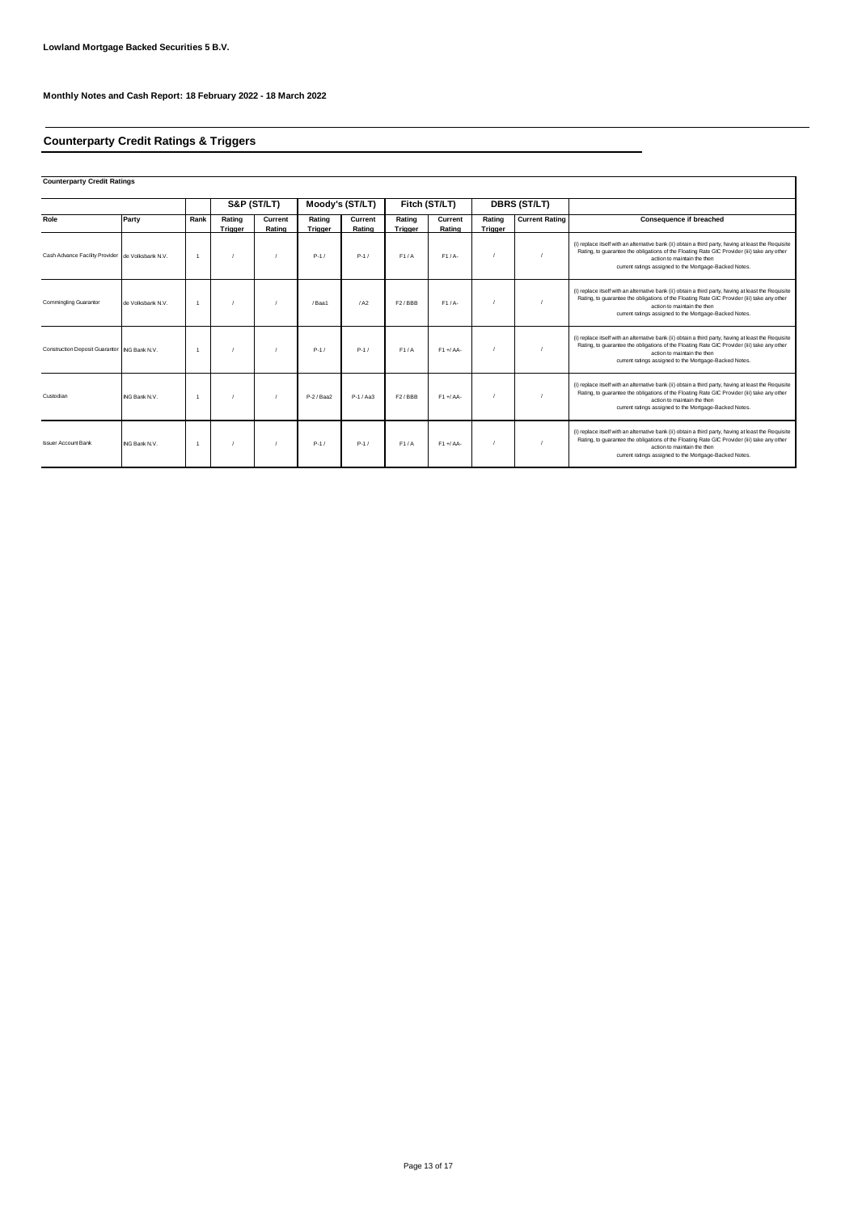**Lowland Mortgage Backed Securities 5 B.V.**

**Monthly Notes and Cash Report: 18 February 2022 - 18 March 2022**

## Counterparty Credit Ratings & Triggers

**Counterparty Credit Ratings**

| | | | S&P (ST/LT) | | Moody's (ST/LT) | | Fitch (ST/LT) | | DBRS (ST/LT) | | |
|---|---|---|---|---|---|---|---|---|---|---|---|
| **Role** | **Party** | **Rank** | **Rating Trigger** | **Current Rating** | **Rating Trigger** | **Current Rating** | **Rating Trigger** | **Current Rating** | **Rating Trigger** | **Current Rating** | **Consequence if breached** |
| Cash Advance Facility Provider | de Volksbank N.V. | 1 | / | / | P-1 / | P-1 / | F1 / A | F1 / A- | / | / | (i) replace itself with an alternative bank (ii) obtain a third party, having at least the Requisite Rating, to guarantee the obligations of the Floating Rate GIC Provider (iii) take any other action to maintain the then current ratings assigned to the Mortgage-Backed Notes. |
| Commingling Guarantor | de Volksbank N.V. | 1 | / | / | / Baa1 | / A2 | F2 / BBB | F1 / A- | / | / | (i) replace itself with an alternative bank (ii) obtain a third party, having at least the Requisite Rating, to guarantee the obligations of the Floating Rate GIC Provider (iii) take any other action to maintain the then current ratings assigned to the Mortgage-Backed Notes. |
| Construction Deposit Guarantor | ING Bank N.V. | 1 | / | / | P-1 / | P-1 / | F1 / A | F1 + / AA- | / | / | (i) replace itself with an alternative bank (ii) obtain a third party, having at least the Requisite Rating, to guarantee the obligations of the Floating Rate GIC Provider (iii) take any other action to maintain the then current ratings assigned to the Mortgage-Backed Notes. |
| Custodian | ING Bank N.V. | 1 | / | / | P-2 / Baa2 | P-1 / Aa3 | F2 / BBB | F1 + / AA- | / | / | (i) replace itself with an alternative bank (ii) obtain a third party, having at least the Requisite Rating, to guarantee the obligations of the Floating Rate GIC Provider (iii) take any other action to maintain the then current ratings assigned to the Mortgage-Backed Notes. |
| Issuer Account Bank | ING Bank N.V. | 1 | / | / | P-1 / | P-1 / | F1 / A | F1 + / AA- | / | / | (i) replace itself with an alternative bank (ii) obtain a third party, having at least the Requisite Rating, to guarantee the obligations of the Floating Rate GIC Provider (iii) take any other action to maintain the then current ratings assigned to the Mortgage-Backed Notes. |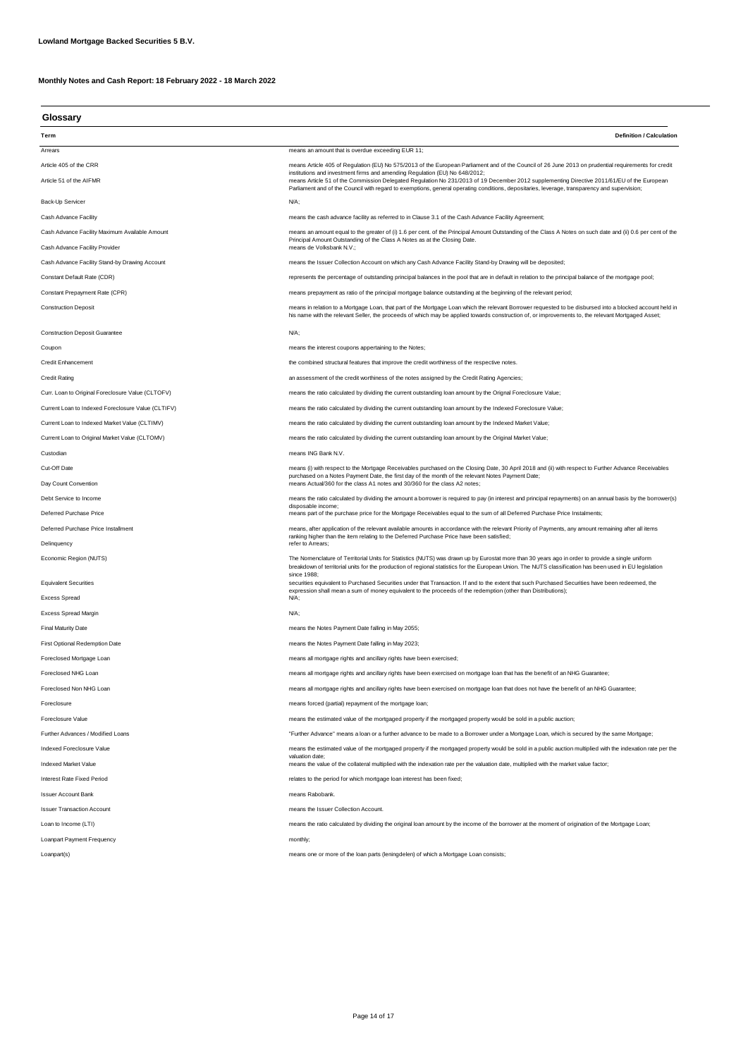**Lowland Mortgage Backed Securities 5 B.V.**

**Monthly Notes and Cash Report: 18 February 2022 - 18 March 2022**

## Glossary

| Term | Definition / Calculation |
|---|---|
| Arrears | means an amount that is overdue exceeding EUR 11; |
| Article 405 of the CRR | means Article 405 of Regulation (EU) No 575/2013 of the European Parliament and of the Council of 26 June 2013 on prudential requirements for credit institutions and investment firms and amending Regulation (EU) No 648/2012; |
| Article 51 of the AIFMR | means Article 51 of the Commission Delegated Regulation No 231/2013 of 19 December 2012 supplementing Directive 2011/61/EU of the European Parliament and of the Council with regard to exemptions, general operating conditions, depositaries, leverage, transparency and supervision; |
| Back-Up Servicer | N/A; |
| Cash Advance Facility | means the cash advance facility as referred to in Clause 3.1 of the Cash Advance Facility Agreement; |
| Cash Advance Facility Maximum Available Amount | means an amount equal to the greater of (i) 1.6 per cent. of the Principal Amount Outstanding of the Class A Notes on such date and (ii) 0.6 per cent of the Principal Amount Outstanding of the Class A Notes as at the Closing Date. |
| Cash Advance Facility Provider | means de Volksbank N.V.; |
| Cash Advance Facility Stand-by Drawing Account | means the Issuer Collection Account on which any Cash Advance Facility Stand-by Drawing will be deposited; |
| Constant Default Rate (CDR) | represents the percentage of outstanding principal balances in the pool that are in default in relation to the principal balance of the mortgage pool; |
| Constant Prepayment Rate (CPR) | means prepayment as ratio of the principal mortgage balance outstanding at the beginning of the relevant period; |
| Construction Deposit | means in relation to a Mortgage Loan, that part of the Mortgage Loan which the relevant Borrower requested to be disbursed into a blocked account held in his name with the relevant Seller, the proceeds of which may be applied towards construction of, or improvements to, the relevant Mortgaged Asset; |
| Construction Deposit Guarantee | N/A; |
| Coupon | means the interest coupons appertaining to the Notes; |
| Credit Enhancement | the combined structural features that improve the credit worthiness of the respective notes. |
| Credit Rating | an assessment of the credit worthiness of the notes assigned by the Credit Rating Agencies; |
| Curr. Loan to Original Foreclosure Value (CLTOFV) | means the ratio calculated by dividing the current outstanding loan amount by the Orignal Foreclosure Value; |
| Current Loan to Indexed Foreclosure Value (CLTIFV) | means the ratio calculated by dividing the current outstanding loan amount by the Indexed Foreclosure Value; |
| Current Loan to Indexed Market Value (CLTIMV) | means the ratio calculated by dividing the current outstanding loan amount by the Indexed Market Value; |
| Current Loan to Original Market Value (CLTOMV) | means the ratio calculated by dividing the current outstanding loan amount by the Original Market Value; |
| Custodian | means ING Bank N.V. |
| Cut-Off Date | means (i) with respect to the Mortgage Receivables purchased on the Closing Date, 30 April 2018 and (ii) with respect to Further Advance Receivables purchased on a Notes Payment Date, the first day of the month of the relevant Notes Payment Date; |
| Day Count Convention | means Actual/360 for the class A1 notes and 30/360 for the class A2 notes; |
| Debt Service to Income | means the ratio calculated by dividing the amount a borrower is required to pay (in interest and principal repayments) on an annual basis by the borrower(s) disposable income; |
| Deferred Purchase Price | means part of the purchase price for the Mortgage Receivables equal to the sum of all Deferred Purchase Price Instalments; |
| Deferred Purchase Price Installment | means, after application of the relevant available amounts in accordance with the relevant Priority of Payments, any amount remaining after all items ranking higher than the item relating to the Deferred Purchase Price have been satisfied; |
| Delinquency | refer to Arrears; |
| Economic Region (NUTS) | The Nomenclature of Territorial Units for Statistics (NUTS) was drawn up by Eurostat more than 30 years ago in order to provide a single uniform breakdown of territorial units for the production of regional statistics for the European Union. The NUTS classification has been used in EU legislation since 1988; |
| Equivalent Securities | securities equivalent to Purchased Securities under that Transaction. If and to the extent that such Purchased Securities have been redeemed, the expression shall mean a sum of money equivalent to the proceeds of the redemption (other than Distributions); |
| Excess Spread | N/A; |
| Excess Spread Margin | N/A; |
| Final Maturity Date | means the Notes Payment Date falling in May 2055; |
| First Optional Redemption Date | means the Notes Payment Date falling in May 2023; |
| Foreclosed Mortgage Loan | means all mortgage rights and ancillary rights have been exercised; |
| Foreclosed NHG Loan | means all mortgage rights and ancillary rights have been exercised on mortgage loan that has the benefit of an NHG Guarantee; |
| Foreclosed Non NHG Loan | means all mortgage rights and ancillary rights have been exercised on mortgage loan that does not have the benefit of an NHG Guarantee; |
| Foreclosure | means forced (partial) repayment of the mortgage loan; |
| Foreclosure Value | means the estimated value of the mortgaged property if the mortgaged property would be sold in a public auction; |
| Further Advances / Modified Loans | "Further Advance" means a loan or a further advance to be made to a Borrower under a Mortgage Loan, which is secured by the same Mortgage; |
| Indexed Foreclosure Value | means the estimated value of the mortgaged property if the mortgaged property would be sold in a public auction multiplied with the indexation rate per the valuation date; |
| Indexed Market Value | means the value of the collateral multiplied with the indexation rate per the valuation date, multiplied with the market value factor; |
| Interest Rate Fixed Period | relates to the period for which mortgage loan interest has been fixed; |
| Issuer Account Bank | means Rabobank. |
| Issuer Transaction Account | means the Issuer Collection Account. |
| Loan to Income (LTI) | means the ratio calculated by dividing the original loan amount by the income of the borrower at the moment of origination of the Mortgage Loan; |
| Loanpart Payment Frequency | monthly; |
| Loanpart(s) | means one or more of the loan parts (leningdelen) of which a Mortgage Loan consists; |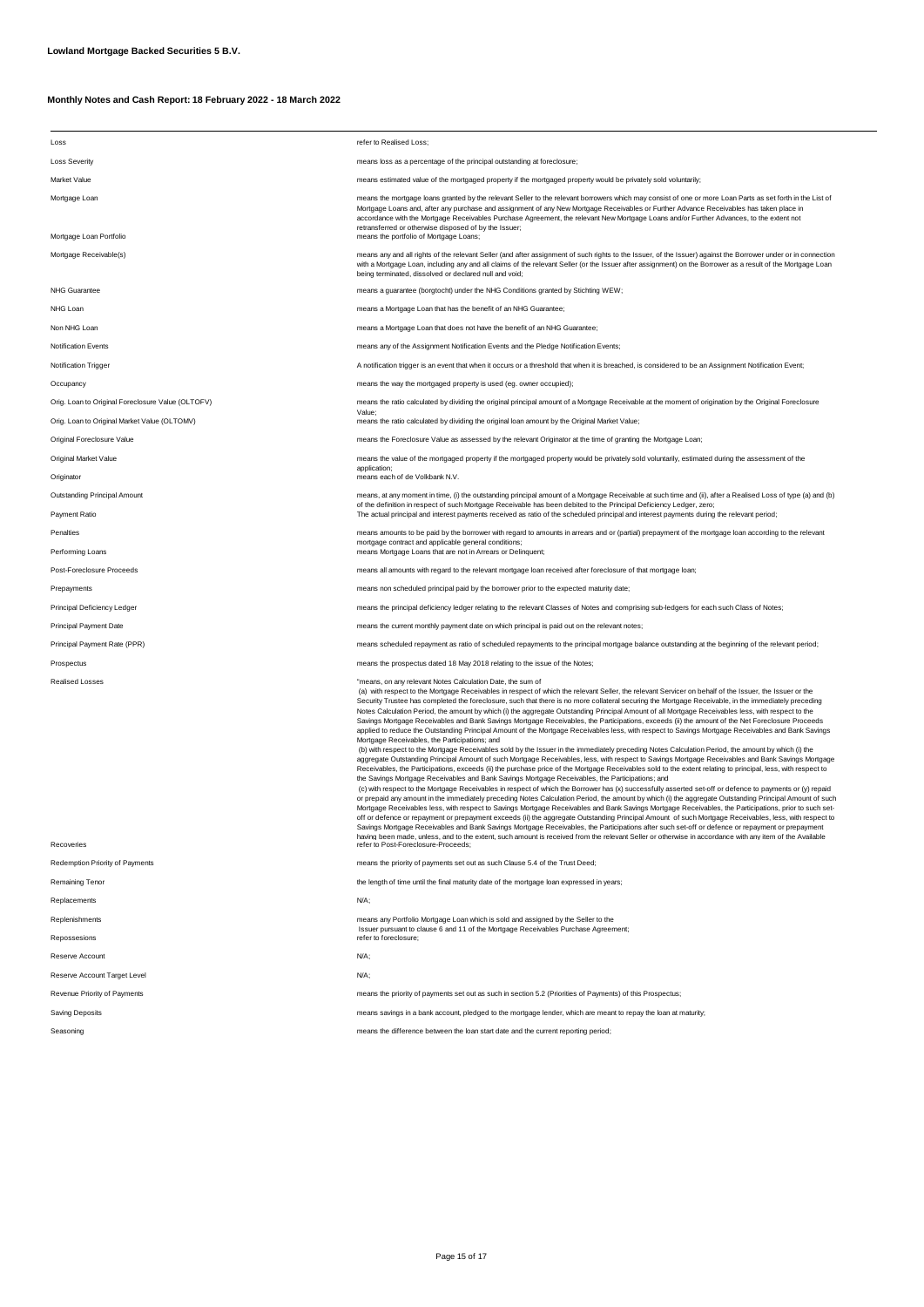**Lowland Mortgage Backed Securities 5 B.V.**

**Monthly Notes and Cash Report: 18 February 2022 - 18 March 2022**

| | |
|---|---|
| Loss | refer to Realised Loss; |
| Loss Severity | means loss as a percentage of the principal outstanding at foreclosure; |
| Market Value | means estimated value of the mortgaged property if the mortgaged property would be privately sold voluntarily; |
| Mortgage Loan | means the mortgage loans granted by the relevant Seller to the relevant borrowers which may consist of one or more Loan Parts as set forth in the List of Mortgage Loans and, after any purchase and assignment of any New Mortgage Receivables or Further Advance Receivables has taken place in accordance with the Mortgage Receivables Purchase Agreement, the relevant New Mortgage Loans and/or Further Advances, to the extent not retransferred or otherwise disposed of by the Issuer; |
| Mortgage Loan Portfolio | means the portfolio of Mortgage Loans; |
| Mortgage Receivable(s) | means any and all rights of the relevant Seller (and after assignment of such rights to the Issuer, of the Issuer) against the Borrower under or in connection with a Mortgage Loan, including any and all claims of the relevant Seller (or the Issuer after assignment) on the Borrower as a result of the Mortgage Loan being terminated, dissolved or declared null and void; |
| NHG Guarantee | means a guarantee (borgtocht) under the NHG Conditions granted by Stichting WEW; |
| NHG Loan | means a Mortgage Loan that has the benefit of an NHG Guarantee; |
| Non NHG Loan | means a Mortgage Loan that does not have the benefit of an NHG Guarantee; |
| Notification Events | means any of the Assignment Notification Events and the Pledge Notification Events; |
| Notification Trigger | A notification trigger is an event that when it occurs or a threshold that when it is breached, is considered to be an Assignment Notification Event; |
| Occupancy | means the way the mortgaged property is used (eg. owner occupied); |
| Orig. Loan to Original Foreclosure Value (OLTOFV) | means the ratio calculated by dividing the original principal amount of a Mortgage Receivable at the moment of origination by the Original Foreclosure Value; |
| Orig. Loan to Original Market Value (OLTOMV) | means the ratio calculated by dividing the original loan amount by the Original Market Value; |
| Original Foreclosure Value | means the Foreclosure Value as assessed by the relevant Originator at the time of granting the Mortgage Loan; |
| Original Market Value | means the value of the mortgaged property if the mortgaged property would be privately sold voluntarily, estimated during the assessment of the application; |
| Originator | means each of de Volkbank N.V. |
| Outstanding Principal Amount | means, at any moment in time, (i) the outstanding principal amount of a Mortgage Receivable at such time and (ii), after a Realised Loss of type (a) and (b) of the definition in respect of such Mortgage Receivable has been debited to the Principal Deficiency Ledger, zero; |
| Payment Ratio | The actual principal and interest payments received as ratio of the scheduled principal and interest payments during the relevant period; |
| Penalties | means amounts to be paid by the borrower with regard to amounts in arrears and or (partial) prepayment of the mortgage loan according to the relevant mortgage contract and applicable general conditions; |
| Performing Loans | means Mortgage Loans that are not in Arrears or Delinquent; |
| Post-Foreclosure Proceeds | means all amounts with regard to the relevant mortgage loan received after foreclosure of that mortgage loan; |
| Prepayments | means non scheduled principal paid by the borrower prior to the expected maturity date; |
| Principal Deficiency Ledger | means the principal deficiency ledger relating to the relevant Classes of Notes and comprising sub-ledgers for each such Class of Notes; |
| Principal Payment Date | means the current monthly payment date on which principal is paid out on the relevant notes; |
| Principal Payment Rate (PPR) | means scheduled repayment as ratio of scheduled repayments to the principal mortgage balance outstanding at the beginning of the relevant period; |
| Prospectus | means the prospectus dated 18 May 2018 relating to the issue of the Notes; |
| Realised Losses | "means, on any relevant Notes Calculation Date, the sum of (a) with respect to the Mortgage Receivables in respect of which the relevant Seller, the relevant Servicer on behalf of the Issuer, the Issuer or the Security Trustee has completed the foreclosure, such that there is no more collateral securing the Mortgage Receivable, in the immediately preceding Notes Calculation Period, the amount by which (i) the aggregate Outstanding Principal Amount of all Mortgage Receivables less, with respect to the Savings Mortgage Receivables and Bank Savings Mortgage Receivables, the Participations, exceeds (ii) the amount of the Net Foreclosure Proceeds applied to reduce the Outstanding Principal Amount of the Mortgage Receivables less, with respect to Savings Mortgage Receivables and Bank Savings Mortgage Receivables, the Participations; and (b) with respect to the Mortgage Receivables sold by the Issuer in the immediately preceding Notes Calculation Period, the amount by which (i) the aggregate Outstanding Principal Amount of such Mortgage Receivables, less, with respect to Savings Mortgage Receivables and Bank Savings Mortgage Receivables, the Participations, exceeds (ii) the purchase price of the Mortgage Receivables sold to the extent relating to principal, less, with respect to the Savings Mortgage Receivables and Bank Savings Mortgage Receivables, the Participations; and (c) with respect to the Mortgage Receivables in respect of which the Borrower has (x) successfully asserted set-off or defence to payments or (y) repaid or prepaid any amount in the immediately preceding Notes Calculation Period, the amount by which (i) the aggregate Outstanding Principal Amount of such Mortgage Receivables less, with respect to Savings Mortgage Receivables and Bank Savings Mortgage Receivables, the Participations, prior to such set-off or defence or repayment or prepayment exceeds (ii) the aggregate Outstanding Principal Amount of such Mortgage Receivables, less, with respect to Savings Mortgage Receivables and Bank Savings Mortgage Receivables, the Participations after such set-off or defence or repayment or prepayment having been made, unless, and to the extent, such amount is received from the relevant Seller or otherwise in accordance with any item of the Available |
| Recoveries | refer to Post-Foreclosure-Proceeds; |
| Redemption Priority of Payments | means the priority of payments set out as such Clause 5.4 of the Trust Deed; |
| Remaining Tenor | the length of time until the final maturity date of the mortgage loan expressed in years; |
| Replacements | N/A; |
| Replenishments | means any Portfolio Mortgage Loan which is sold and assigned by the Seller to the Issuer pursuant to clause 6 and 11 of the Mortgage Receivables Purchase Agreement; |
| Repossesions | refer to foreclosure; |
| Reserve Account | N/A; |
| Reserve Account Target Level | N/A; |
| Revenue Priority of Payments | means the priority of payments set out as such in section 5.2 (Priorities of Payments) of this Prospectus; |
| Saving Deposits | means savings in a bank account, pledged to the mortgage lender, which are meant to repay the loan at maturity; |
| Seasoning | means the difference between the loan start date and the current reporting period; |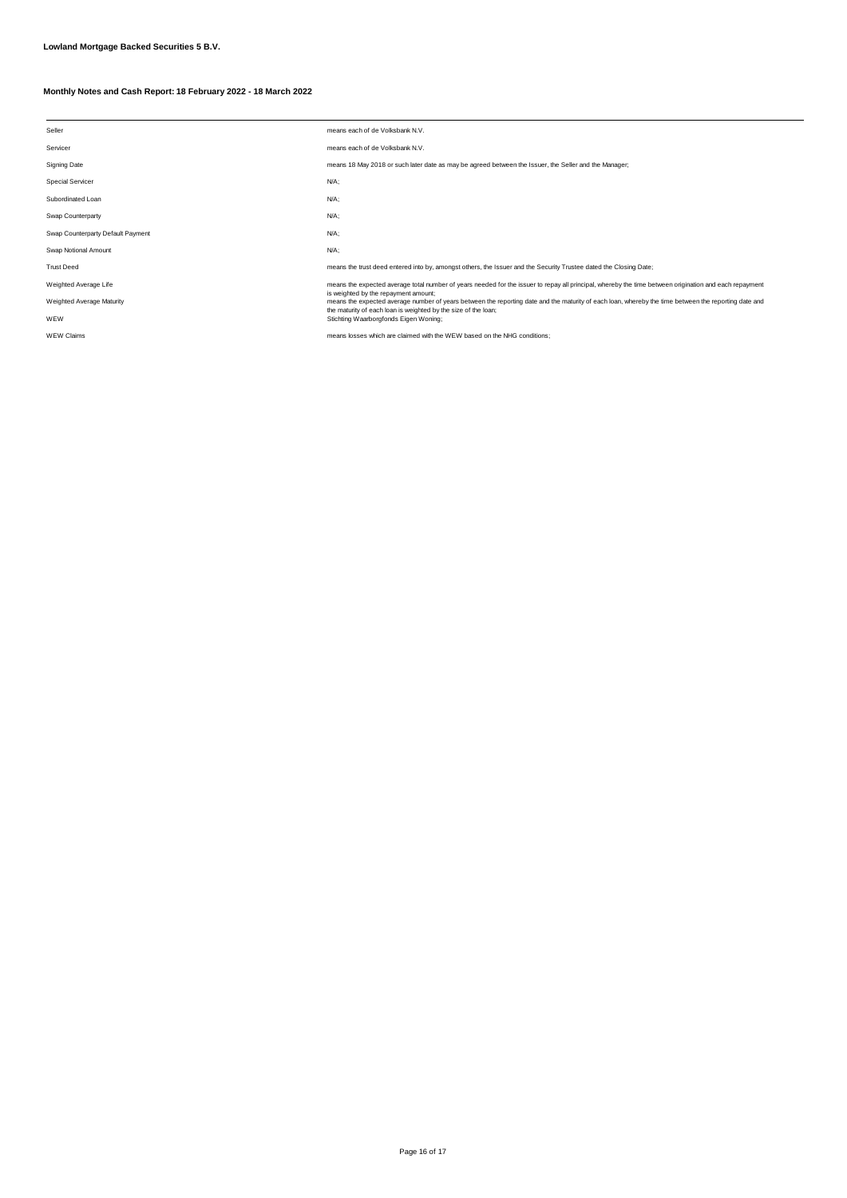**Lowland Mortgage Backed Securities 5 B.V.**

**Monthly Notes and Cash Report: 18 February 2022 - 18 March 2022**

| | |
|---|---|
| Seller | means each of de Volksbank N.V. |
| Servicer | means each of de Volksbank N.V. |
| Signing Date | means 18 May 2018 or such later date as may be agreed between the Issuer, the Seller and the Manager; |
| Special Servicer | N/A; |
| Subordinated Loan | N/A; |
| Swap Counterparty | N/A; |
| Swap Counterparty Default Payment | N/A; |
| Swap Notional Amount | N/A; |
| Trust Deed | means the trust deed entered into by, amongst others, the Issuer and the Security Trustee dated the Closing Date; |
| Weighted Average Life | means the expected average total number of years needed for the issuer to repay all principal, whereby the time between origination and each repayment is weighted by the repayment amount; |
| Weighted Average Maturity | means the expected average number of years between the reporting date and the maturity of each loan, whereby the time between the reporting date and the maturity of each loan is weighted by the size of the loan; |
| WEW | Stichting Waarborgfonds Eigen Woning; |
| WEW Claims | means losses which are claimed with the WEW based on the NHG conditions; |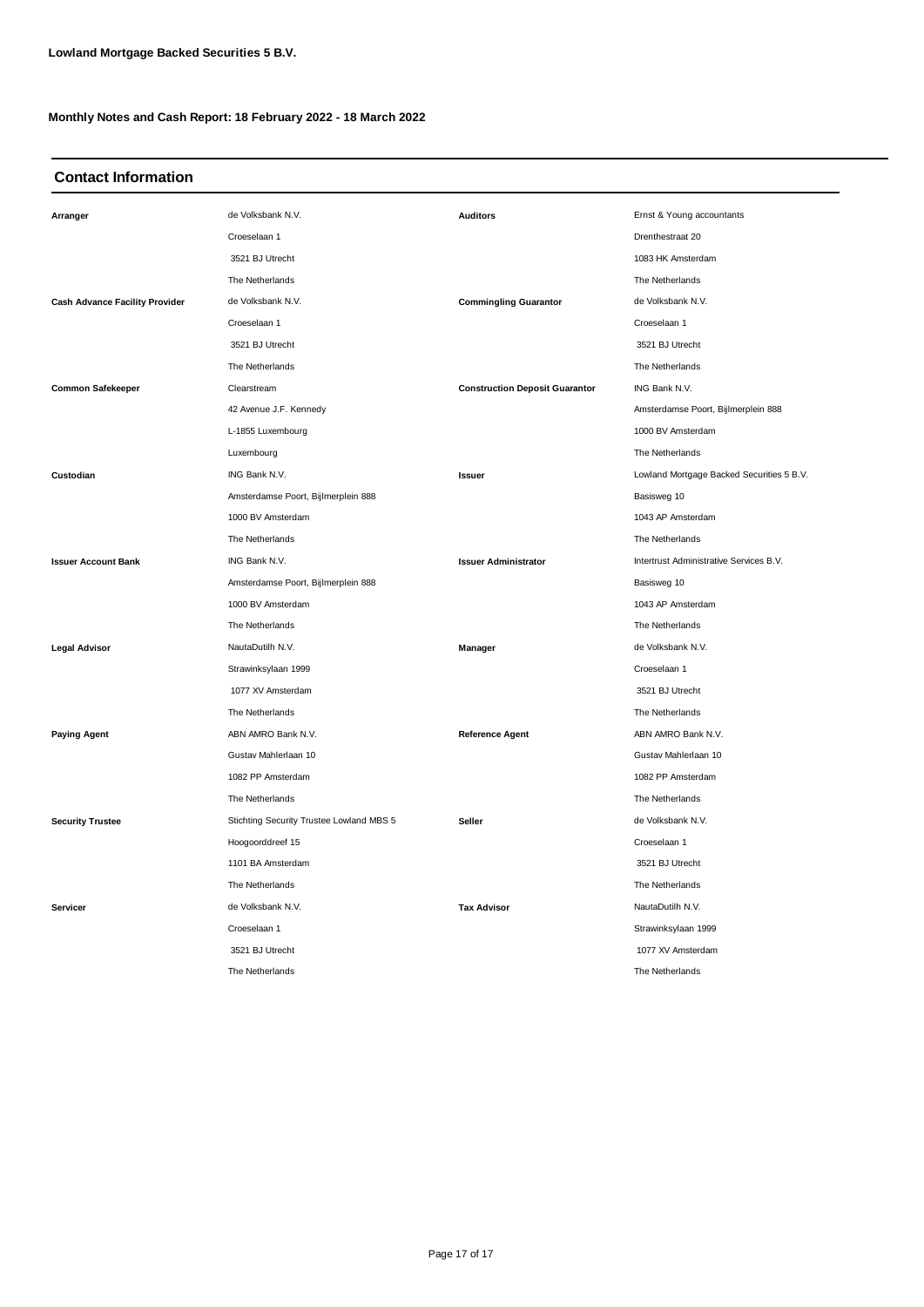**Lowland Mortgage Backed Securities 5 B.V.**

**Monthly Notes and Cash Report: 18 February 2022 - 18 March 2022**

## Contact Information

| | | | |
|---|---|---|---|
| **Arranger** | de Volksbank N.V. | **Auditors** | Ernst & Young accountants |
| | Croeselaan 1 | | Drenthestraat 20 |
| | 3521 BJ Utrecht | | 1083 HK Amsterdam |
| | The Netherlands | | The Netherlands |
| **Cash Advance Facility Provider** | de Volksbank N.V. | **Commingling Guarantor** | de Volksbank N.V. |
| | Croeselaan 1 | | Croeselaan 1 |
| | 3521 BJ Utrecht | | 3521 BJ Utrecht |
| | The Netherlands | | The Netherlands |
| **Common Safekeeper** | Clearstream | **Construction Deposit Guarantor** | ING Bank N.V. |
| | 42 Avenue J.F. Kennedy | | Amsterdamse Poort, Bijlmerplein 888 |
| | L-1855 Luxembourg | | 1000 BV Amsterdam |
| | Luxembourg | | The Netherlands |
| **Custodian** | ING Bank N.V. | **Issuer** | Lowland Mortgage Backed Securities 5 B.V. |
| | Amsterdamse Poort, Bijlmerplein 888 | | Basisweg 10 |
| | 1000 BV Amsterdam | | 1043 AP Amsterdam |
| | The Netherlands | | The Netherlands |
| **Issuer Account Bank** | ING Bank N.V. | **Issuer Administrator** | Intertrust Administrative Services B.V. |
| | Amsterdamse Poort, Bijlmerplein 888 | | Basisweg 10 |
| | 1000 BV Amsterdam | | 1043 AP Amsterdam |
| | The Netherlands | | The Netherlands |
| **Legal Advisor** | NautaDutilh N.V. | **Manager** | de Volksbank N.V. |
| | Strawinksylaan 1999 | | Croeselaan 1 |
| | 1077 XV Amsterdam | | 3521 BJ Utrecht |
| | The Netherlands | | The Netherlands |
| **Paying Agent** | ABN AMRO Bank N.V. | **Reference Agent** | ABN AMRO Bank N.V. |
| | Gustav Mahlerlaan 10 | | Gustav Mahlerlaan 10 |
| | 1082 PP Amsterdam | | 1082 PP Amsterdam |
| | The Netherlands | | The Netherlands |
| **Security Trustee** | Stichting Security Trustee Lowland MBS 5 | **Seller** | de Volksbank N.V. |
| | Hoogoorddreef 15 | | Croeselaan 1 |
| | 1101 BA Amsterdam | | 3521 BJ Utrecht |
| | The Netherlands | | The Netherlands |
| **Servicer** | de Volksbank N.V. | **Tax Advisor** | NautaDutilh N.V. |
| | Croeselaan 1 | | Strawinksylaan 1999 |
| | 3521 BJ Utrecht | | 1077 XV Amsterdam |
| | The Netherlands | | The Netherlands |